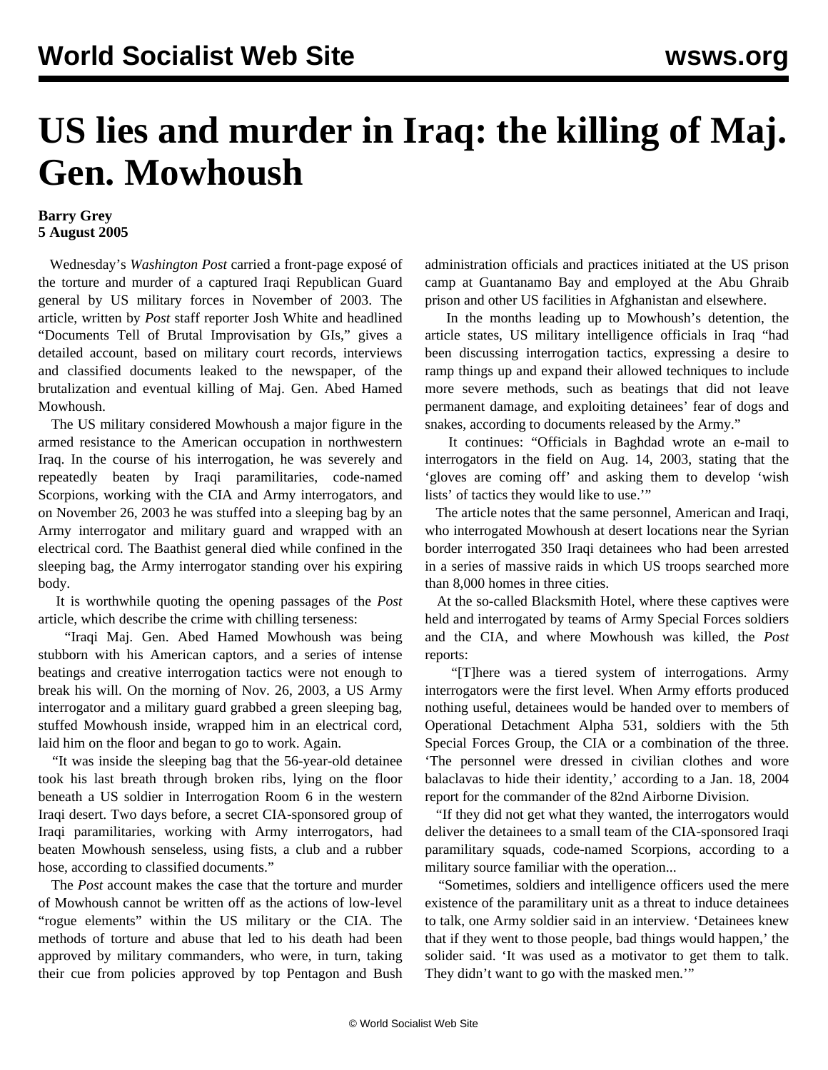# US lies and murder in Iraq: the killing of Maj. Gen. Mowhoush

**Barry Grey**
**5 August 2005**

Wednesday's *Washington Post* carried a front-page exposé of the torture and murder of a captured Iraqi Republican Guard general by US military forces in November of 2003. The article, written by *Post* staff reporter Josh White and headlined "Documents Tell of Brutal Improvisation by GIs," gives a detailed account, based on military court records, interviews and classified documents leaked to the newspaper, of the brutalization and eventual killing of Maj. Gen. Abed Hamed Mowhoush.

The US military considered Mowhoush a major figure in the armed resistance to the American occupation in northwestern Iraq. In the course of his interrogation, he was severely and repeatedly beaten by Iraqi paramilitaries, code-named Scorpions, working with the CIA and Army interrogators, and on November 26, 2003 he was stuffed into a sleeping bag by an Army interrogator and military guard and wrapped with an electrical cord. The Baathist general died while confined in the sleeping bag, the Army interrogator standing over his expiring body.

It is worthwhile quoting the opening passages of the *Post* article, which describe the crime with chilling terseness:

"Iraqi Maj. Gen. Abed Hamed Mowhoush was being stubborn with his American captors, and a series of intense beatings and creative interrogation tactics were not enough to break his will. On the morning of Nov. 26, 2003, a US Army interrogator and a military guard grabbed a green sleeping bag, stuffed Mowhoush inside, wrapped him in an electrical cord, laid him on the floor and began to go to work. Again.

"It was inside the sleeping bag that the 56-year-old detainee took his last breath through broken ribs, lying on the floor beneath a US soldier in Interrogation Room 6 in the western Iraqi desert. Two days before, a secret CIA-sponsored group of Iraqi paramilitaries, working with Army interrogators, had beaten Mowhoush senseless, using fists, a club and a rubber hose, according to classified documents."

The *Post* account makes the case that the torture and murder of Mowhoush cannot be written off as the actions of low-level "rogue elements" within the US military or the CIA. The methods of torture and abuse that led to his death had been approved by military commanders, who were, in turn, taking their cue from policies approved by top Pentagon and Bush administration officials and practices initiated at the US prison camp at Guantanamo Bay and employed at the Abu Ghraib prison and other US facilities in Afghanistan and elsewhere.

In the months leading up to Mowhoush's detention, the article states, US military intelligence officials in Iraq "had been discussing interrogation tactics, expressing a desire to ramp things up and expand their allowed techniques to include more severe methods, such as beatings that did not leave permanent damage, and exploiting detainees' fear of dogs and snakes, according to documents released by the Army."

It continues: "Officials in Baghdad wrote an e-mail to interrogators in the field on Aug. 14, 2003, stating that the 'gloves are coming off' and asking them to develop 'wish lists' of tactics they would like to use.'"

The article notes that the same personnel, American and Iraqi, who interrogated Mowhoush at desert locations near the Syrian border interrogated 350 Iraqi detainees who had been arrested in a series of massive raids in which US troops searched more than 8,000 homes in three cities.

At the so-called Blacksmith Hotel, where these captives were held and interrogated by teams of Army Special Forces soldiers and the CIA, and where Mowhoush was killed, the *Post* reports:

"[T]here was a tiered system of interrogations. Army interrogators were the first level. When Army efforts produced nothing useful, detainees would be handed over to members of Operational Detachment Alpha 531, soldiers with the 5th Special Forces Group, the CIA or a combination of the three. 'The personnel were dressed in civilian clothes and wore balaclavas to hide their identity,' according to a Jan. 18, 2004 report for the commander of the 82nd Airborne Division.

"If they did not get what they wanted, the interrogators would deliver the detainees to a small team of the CIA-sponsored Iraqi paramilitary squads, code-named Scorpions, according to a military source familiar with the operation...

"Sometimes, soldiers and intelligence officers used the mere existence of the paramilitary unit as a threat to induce detainees to talk, one Army soldier said in an interview. 'Detainees knew that if they went to those people, bad things would happen,' the solider said. 'It was used as a motivator to get them to talk. They didn't want to go with the masked men.'"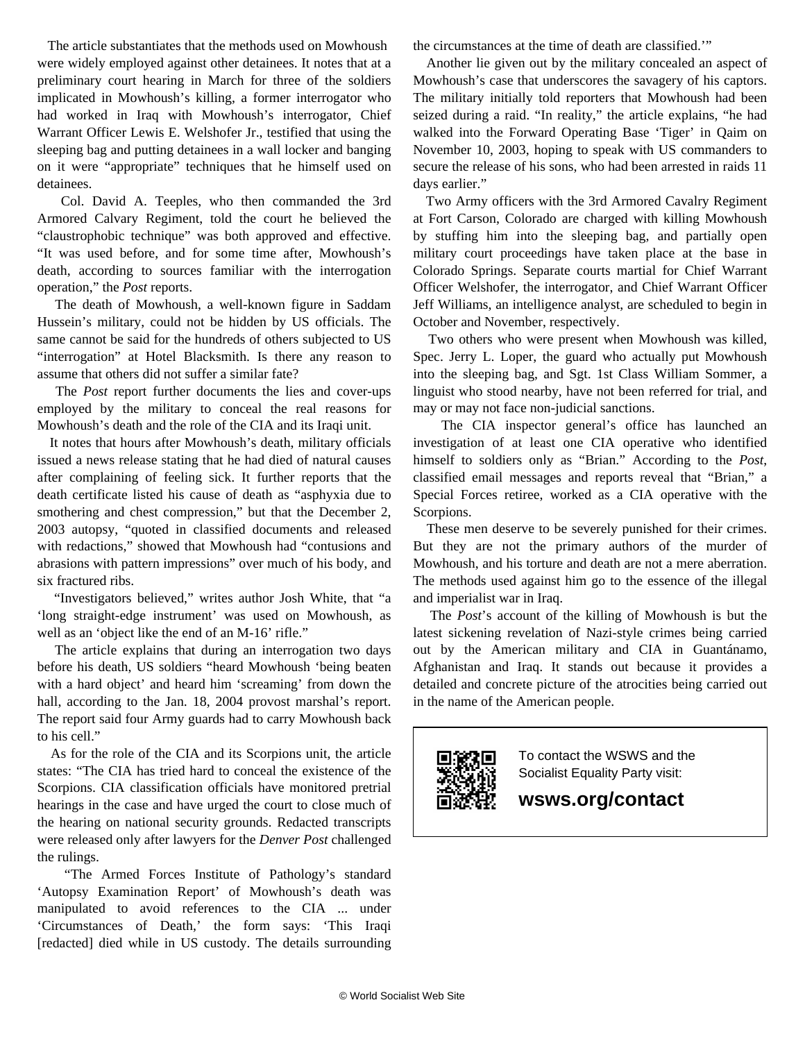The article substantiates that the methods used on Mowhoush were widely employed against other detainees. It notes that at a preliminary court hearing in March for three of the soldiers implicated in Mowhoush's killing, a former interrogator who had worked in Iraq with Mowhoush's interrogator, Chief Warrant Officer Lewis E. Welshofer Jr., testified that using the sleeping bag and putting detainees in a wall locker and banging on it were "appropriate" techniques that he himself used on detainees.

Col. David A. Teeples, who then commanded the 3rd Armored Calvary Regiment, told the court he believed the "claustrophobic technique" was both approved and effective. "It was used before, and for some time after, Mowhoush's death, according to sources familiar with the interrogation operation," the *Post* reports.

The death of Mowhoush, a well-known figure in Saddam Hussein's military, could not be hidden by US officials. The same cannot be said for the hundreds of others subjected to US "interrogation" at Hotel Blacksmith. Is there any reason to assume that others did not suffer a similar fate?

The *Post* report further documents the lies and cover-ups employed by the military to conceal the real reasons for Mowhoush's death and the role of the CIA and its Iraqi unit.

It notes that hours after Mowhoush's death, military officials issued a news release stating that he had died of natural causes after complaining of feeling sick. It further reports that the death certificate listed his cause of death as "asphyxia due to smothering and chest compression," but that the December 2, 2003 autopsy, "quoted in classified documents and released with redactions," showed that Mowhoush had "contusions and abrasions with pattern impressions" over much of his body, and six fractured ribs.

"Investigators believed," writes author Josh White, that "a 'long straight-edge instrument' was used on Mowhoush, as well as an 'object like the end of an M-16' rifle."

The article explains that during an interrogation two days before his death, US soldiers "heard Mowhoush 'being beaten with a hard object' and heard him 'screaming' from down the hall, according to the Jan. 18, 2004 provost marshal's report. The report said four Army guards had to carry Mowhoush back to his cell."

As for the role of the CIA and its Scorpions unit, the article states: "The CIA has tried hard to conceal the existence of the Scorpions. CIA classification officials have monitored pretrial hearings in the case and have urged the court to close much of the hearing on national security grounds. Redacted transcripts were released only after lawyers for the *Denver Post* challenged the rulings.

"The Armed Forces Institute of Pathology's standard 'Autopsy Examination Report' of Mowhoush's death was manipulated to avoid references to the CIA ... under 'Circumstances of Death,' the form says: 'This Iraqi [redacted] died while in US custody. The details surrounding the circumstances at the time of death are classified.'"

Another lie given out by the military concealed an aspect of Mowhoush's case that underscores the savagery of his captors. The military initially told reporters that Mowhoush had been seized during a raid. "In reality," the article explains, "he had walked into the Forward Operating Base 'Tiger' in Qaim on November 10, 2003, hoping to speak with US commanders to secure the release of his sons, who had been arrested in raids 11 days earlier."

Two Army officers with the 3rd Armored Cavalry Regiment at Fort Carson, Colorado are charged with killing Mowhoush by stuffing him into the sleeping bag, and partially open military court proceedings have taken place at the base in Colorado Springs. Separate courts martial for Chief Warrant Officer Welshofer, the interrogator, and Chief Warrant Officer Jeff Williams, an intelligence analyst, are scheduled to begin in October and November, respectively.

Two others who were present when Mowhoush was killed, Spec. Jerry L. Loper, the guard who actually put Mowhoush into the sleeping bag, and Sgt. 1st Class William Sommer, a linguist who stood nearby, have not been referred for trial, and may or may not face non-judicial sanctions.

The CIA inspector general's office has launched an investigation of at least one CIA operative who identified himself to soldiers only as "Brian." According to the *Post*, classified email messages and reports reveal that "Brian," a Special Forces retiree, worked as a CIA operative with the Scorpions.

These men deserve to be severely punished for their crimes. But they are not the primary authors of the murder of Mowhoush, and his torture and death are not a mere aberration. The methods used against him go to the essence of the illegal and imperialist war in Iraq.

The *Post*'s account of the killing of Mowhoush is but the latest sickening revelation of Nazi-style crimes being carried out by the American military and CIA in Guantánamo, Afghanistan and Iraq. It stands out because it provides a detailed and concrete picture of the atrocities being carried out in the name of the American people.

To contact the WSWS and the Socialist Equality Party visit:

**wsws.org/contact**